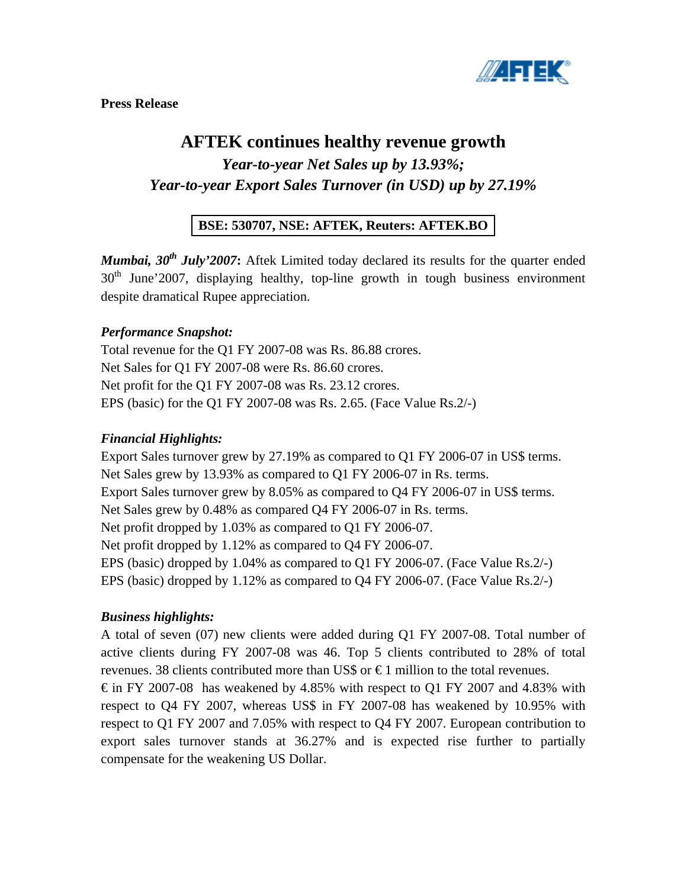**Press Release**

# AFTEK continues healthy revenue growth

## *Year-to-year Net Sales up by 13.93%;*
## *Year-to-year Export Sales Turnover (in USD) up by 27.19%*

**BSE: 530707, NSE: AFTEK, Reuters: AFTEK.BO**

***Mumbai, 30th July'2007*:** Aftek Limited today declared its results for the quarter ended 30th June'2007, displaying healthy, top-line growth in tough business environment despite dramatical Rupee appreciation.

***Performance Snapshot:***

Total revenue for the Q1 FY 2007-08 was Rs. 86.88 crores.
Net Sales for Q1 FY 2007-08 were Rs. 86.60 crores.
Net profit for the Q1 FY 2007-08 was Rs. 23.12 crores.
EPS (basic) for the Q1 FY 2007-08 was Rs. 2.65. (Face Value Rs.2/-)

***Financial Highlights:***

Export Sales turnover grew by 27.19% as compared to Q1 FY 2006-07 in US$ terms.
Net Sales grew by 13.93% as compared to Q1 FY 2006-07 in Rs. terms.
Export Sales turnover grew by 8.05% as compared to Q4 FY 2006-07 in US$ terms.
Net Sales grew by 0.48% as compared Q4 FY 2006-07 in Rs. terms.
Net profit dropped by 1.03% as compared to Q1 FY 2006-07.
Net profit dropped by 1.12% as compared to Q4 FY 2006-07.
EPS (basic) dropped by 1.04% as compared to Q1 FY 2006-07. (Face Value Rs.2/-)
EPS (basic) dropped by 1.12% as compared to Q4 FY 2006-07. (Face Value Rs.2/-)

***Business highlights:***

A total of seven (07) new clients were added during Q1 FY 2007-08. Total number of active clients during FY 2007-08 was 46. Top 5 clients contributed to 28% of total revenues. 38 clients contributed more than US$ or € 1 million to the total revenues.
€ in FY 2007-08 has weakened by 4.85% with respect to Q1 FY 2007 and 4.83% with respect to Q4 FY 2007, whereas US$ in FY 2007-08 has weakened by 10.95% with respect to Q1 FY 2007 and 7.05% with respect to Q4 FY 2007. European contribution to export sales turnover stands at 36.27% and is expected rise further to partially compensate for the weakening US Dollar.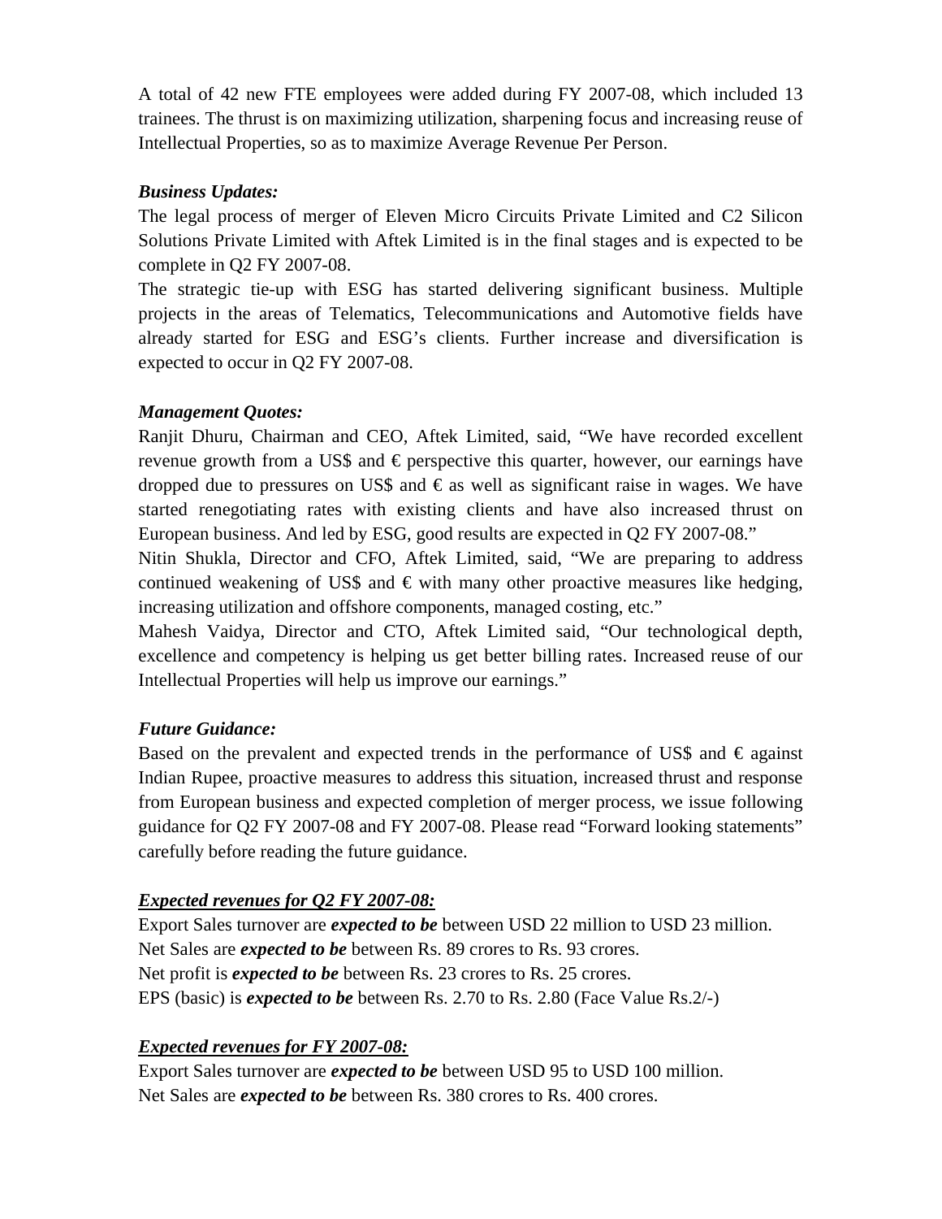A total of 42 new FTE employees were added during FY 2007-08, which included 13 trainees. The thrust is on maximizing utilization, sharpening focus and increasing reuse of Intellectual Properties, so as to maximize Average Revenue Per Person.

***Business Updates:***

The legal process of merger of Eleven Micro Circuits Private Limited and C2 Silicon Solutions Private Limited with Aftek Limited is in the final stages and is expected to be complete in Q2 FY 2007-08.

The strategic tie-up with ESG has started delivering significant business. Multiple projects in the areas of Telematics, Telecommunications and Automotive fields have already started for ESG and ESG's clients. Further increase and diversification is expected to occur in Q2 FY 2007-08.

***Management Quotes:***

Ranjit Dhuru, Chairman and CEO, Aftek Limited, said, "We have recorded excellent revenue growth from a US$ and € perspective this quarter, however, our earnings have dropped due to pressures on US$ and € as well as significant raise in wages. We have started renegotiating rates with existing clients and have also increased thrust on European business. And led by ESG, good results are expected in Q2 FY 2007-08."

Nitin Shukla, Director and CFO, Aftek Limited, said, "We are preparing to address continued weakening of US$ and € with many other proactive measures like hedging, increasing utilization and offshore components, managed costing, etc."

Mahesh Vaidya, Director and CTO, Aftek Limited said, "Our technological depth, excellence and competency is helping us get better billing rates. Increased reuse of our Intellectual Properties will help us improve our earnings."

***Future Guidance:***

Based on the prevalent and expected trends in the performance of US$ and € against Indian Rupee, proactive measures to address this situation, increased thrust and response from European business and expected completion of merger process, we issue following guidance for Q2 FY 2007-08 and FY 2007-08. Please read "Forward looking statements" carefully before reading the future guidance.

***<u>Expected revenues for Q2 FY 2007-08:</u>***

Export Sales turnover are ***expected to be*** between USD 22 million to USD 23 million.
Net Sales are ***expected to be*** between Rs. 89 crores to Rs. 93 crores.
Net profit is ***expected to be*** between Rs. 23 crores to Rs. 25 crores.
EPS (basic) is ***expected to be*** between Rs. 2.70 to Rs. 2.80 (Face Value Rs.2/-)

***<u>Expected revenues for FY 2007-08:</u>***

Export Sales turnover are ***expected to be*** between USD 95 to USD 100 million.
Net Sales are ***expected to be*** between Rs. 380 crores to Rs. 400 crores.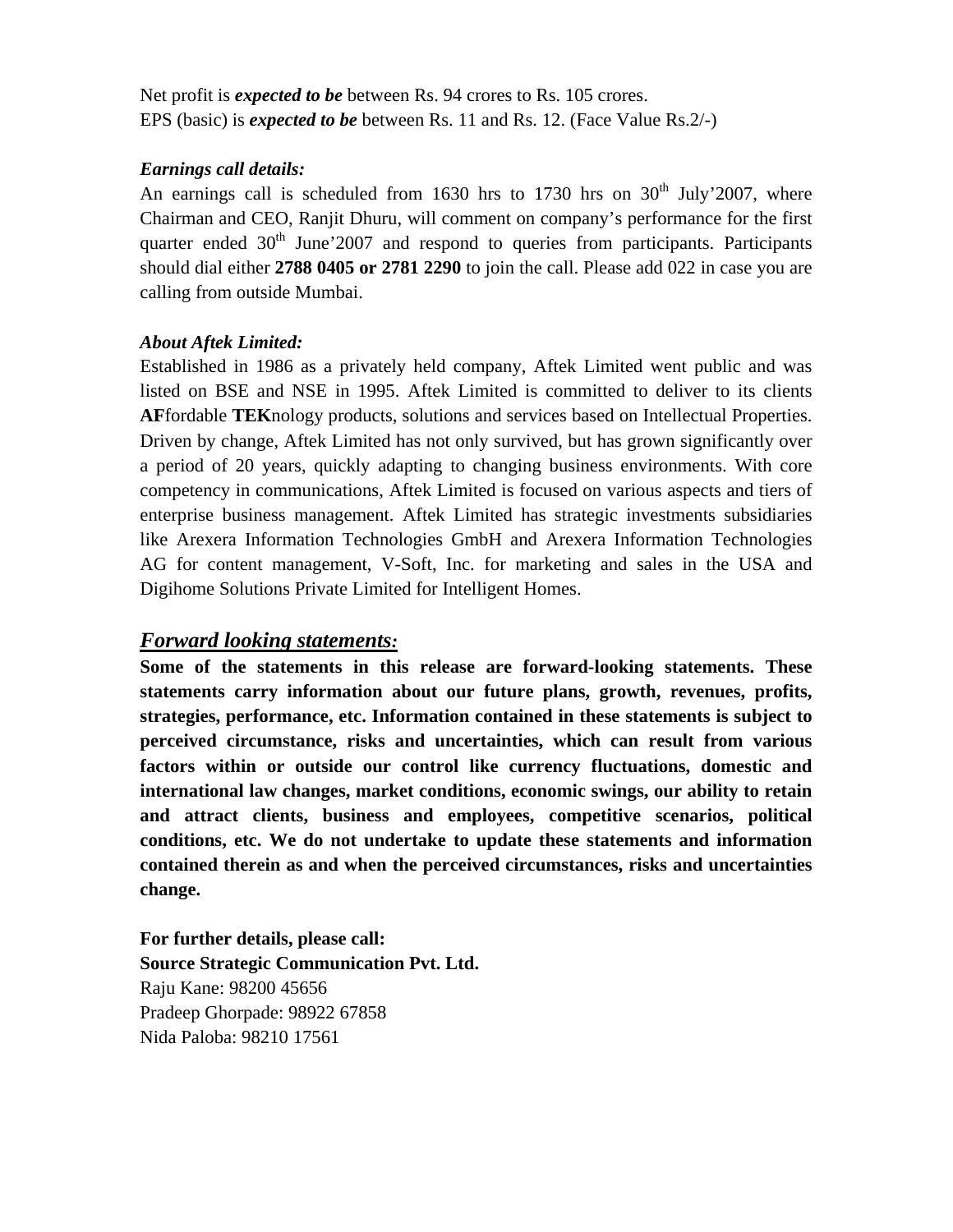Net profit is ***expected to be*** between Rs. 94 crores to Rs. 105 crores.
EPS (basic) is ***expected to be*** between Rs. 11 and Rs. 12. (Face Value Rs.2/-)

***Earnings call details:***

An earnings call is scheduled from 1630 hrs to 1730 hrs on 30th July'2007, where Chairman and CEO, Ranjit Dhuru, will comment on company's performance for the first quarter ended 30th June'2007 and respond to queries from participants. Participants should dial either **2788 0405 or 2781 2290** to join the call. Please add 022 in case you are calling from outside Mumbai.

***About Aftek Limited:***

Established in 1986 as a privately held company, Aftek Limited went public and was listed on BSE and NSE in 1995. Aftek Limited is committed to deliver to its clients **AF**fordable **TEK**nology products, solutions and services based on Intellectual Properties. Driven by change, Aftek Limited has not only survived, but has grown significantly over a period of 20 years, quickly adapting to changing business environments. With core competency in communications, Aftek Limited is focused on various aspects and tiers of enterprise business management. Aftek Limited has strategic investments subsidiaries like Arexera Information Technologies GmbH and Arexera Information Technologies AG for content management, V-Soft, Inc. for marketing and sales in the USA and Digihome Solutions Private Limited for Intelligent Homes.

## *Forward looking statements:*

**Some of the statements in this release are forward-looking statements. These statements carry information about our future plans, growth, revenues, profits, strategies, performance, etc. Information contained in these statements is subject to perceived circumstance, risks and uncertainties, which can result from various factors within or outside our control like currency fluctuations, domestic and international law changes, market conditions, economic swings, our ability to retain and attract clients, business and employees, competitive scenarios, political conditions, etc. We do not undertake to update these statements and information contained therein as and when the perceived circumstances, risks and uncertainties change.**

**For further details, please call:**
**Source Strategic Communication Pvt. Ltd.**
Raju Kane: 98200 45656
Pradeep Ghorpade: 98922 67858
Nida Paloba: 98210 17561